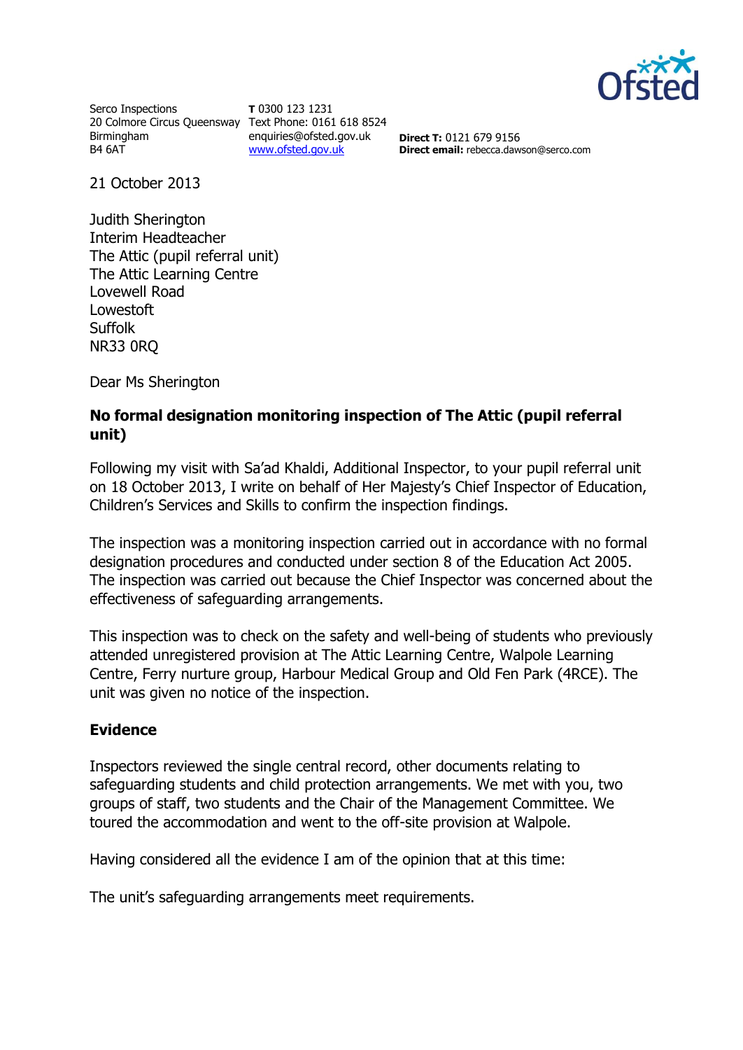Serco Inspections
20 Colmore Circus Queensway
Birmingham
B4 6AT

**T** 0300 123 1231
Text Phone: 0161 618 8524
enquiries@ofsted.gov.uk
www.ofsted.gov.uk

**Direct T:** 0121 679 9156
**Direct email:** rebecca.dawson@serco.com

21 October 2013

Judith Sherington
Interim Headteacher
The Attic (pupil referral unit)
The Attic Learning Centre
Lovewell Road
Lowestoft
Suffolk
NR33 0RQ

Dear Ms Sherington

**No formal designation monitoring inspection of The Attic (pupil referral unit)**

Following my visit with Sa'ad Khaldi, Additional Inspector, to your pupil referral unit on 18 October 2013, I write on behalf of Her Majesty's Chief Inspector of Education, Children's Services and Skills to confirm the inspection findings.

The inspection was a monitoring inspection carried out in accordance with no formal designation procedures and conducted under section 8 of the Education Act 2005. The inspection was carried out because the Chief Inspector was concerned about the effectiveness of safeguarding arrangements.

This inspection was to check on the safety and well-being of students who previously attended unregistered provision at The Attic Learning Centre, Walpole Learning Centre, Ferry nurture group, Harbour Medical Group and Old Fen Park (4RCE). The unit was given no notice of the inspection.

## Evidence

Inspectors reviewed the single central record, other documents relating to safeguarding students and child protection arrangements. We met with you, two groups of staff, two students and the Chair of the Management Committee. We toured the accommodation and went to the off-site provision at Walpole.

Having considered all the evidence I am of the opinion that at this time:

The unit's safeguarding arrangements meet requirements.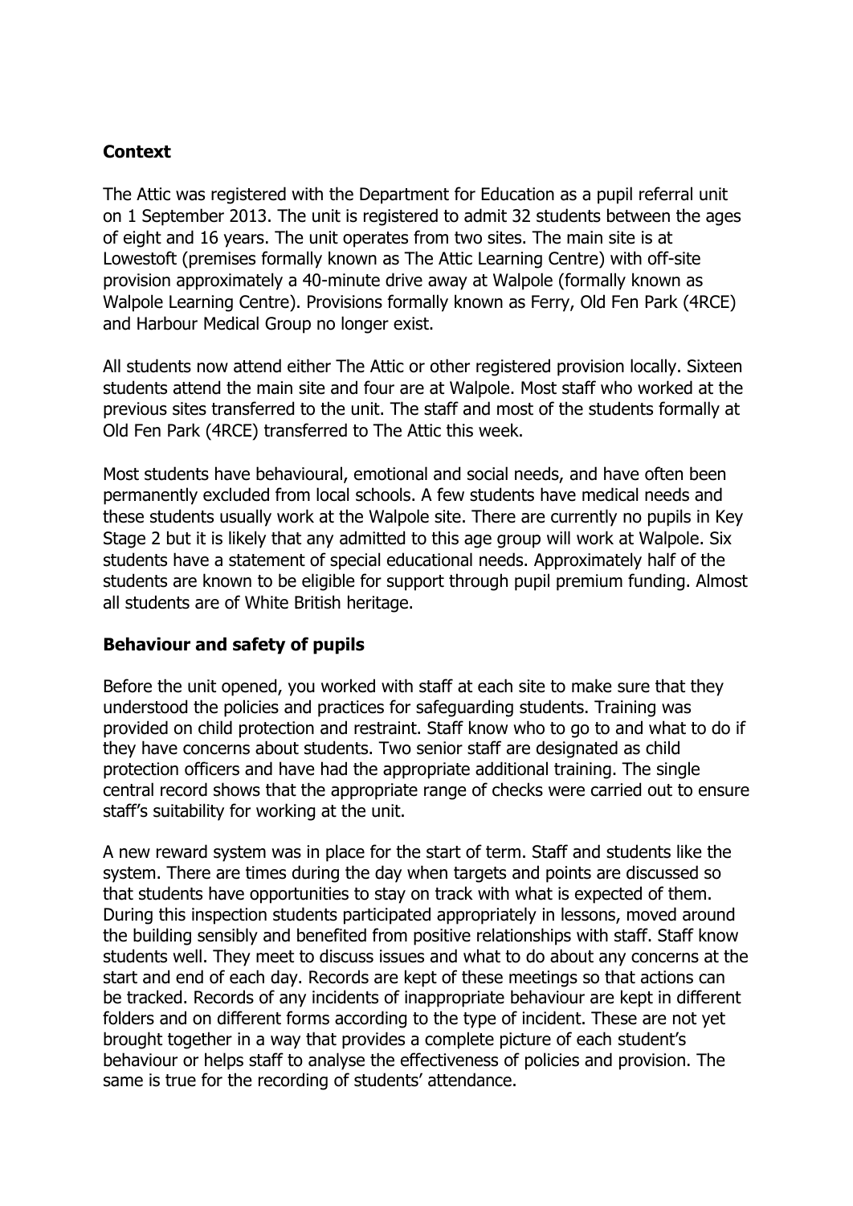## Context

The Attic was registered with the Department for Education as a pupil referral unit on 1 September 2013. The unit is registered to admit 32 students between the ages of eight and 16 years. The unit operates from two sites. The main site is at Lowestoft (premises formally known as The Attic Learning Centre) with off-site provision approximately a 40-minute drive away at Walpole (formally known as Walpole Learning Centre). Provisions formally known as Ferry, Old Fen Park (4RCE) and Harbour Medical Group no longer exist.

All students now attend either The Attic or other registered provision locally. Sixteen students attend the main site and four are at Walpole. Most staff who worked at the previous sites transferred to the unit. The staff and most of the students formally at Old Fen Park (4RCE) transferred to The Attic this week.

Most students have behavioural, emotional and social needs, and have often been permanently excluded from local schools. A few students have medical needs and these students usually work at the Walpole site. There are currently no pupils in Key Stage 2 but it is likely that any admitted to this age group will work at Walpole. Six students have a statement of special educational needs. Approximately half of the students are known to be eligible for support through pupil premium funding. Almost all students are of White British heritage.

## Behaviour and safety of pupils

Before the unit opened, you worked with staff at each site to make sure that they understood the policies and practices for safeguarding students. Training was provided on child protection and restraint. Staff know who to go to and what to do if they have concerns about students. Two senior staff are designated as child protection officers and have had the appropriate additional training. The single central record shows that the appropriate range of checks were carried out to ensure staff's suitability for working at the unit.

A new reward system was in place for the start of term. Staff and students like the system. There are times during the day when targets and points are discussed so that students have opportunities to stay on track with what is expected of them. During this inspection students participated appropriately in lessons, moved around the building sensibly and benefited from positive relationships with staff. Staff know students well. They meet to discuss issues and what to do about any concerns at the start and end of each day. Records are kept of these meetings so that actions can be tracked. Records of any incidents of inappropriate behaviour are kept in different folders and on different forms according to the type of incident. These are not yet brought together in a way that provides a complete picture of each student's behaviour or helps staff to analyse the effectiveness of policies and provision. The same is true for the recording of students' attendance.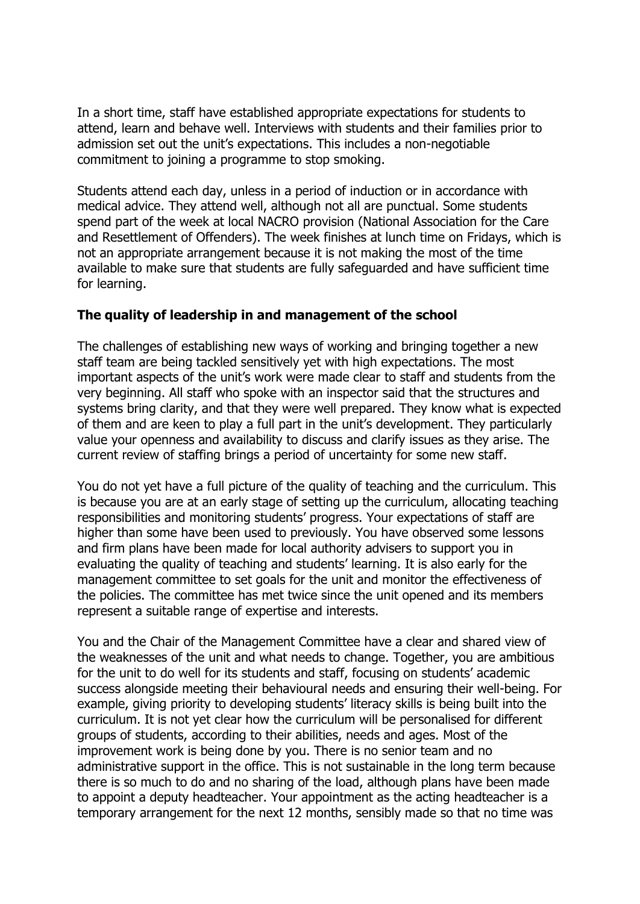In a short time, staff have established appropriate expectations for students to attend, learn and behave well. Interviews with students and their families prior to admission set out the unit's expectations. This includes a non-negotiable commitment to joining a programme to stop smoking.

Students attend each day, unless in a period of induction or in accordance with medical advice. They attend well, although not all are punctual. Some students spend part of the week at local NACRO provision (National Association for the Care and Resettlement of Offenders). The week finishes at lunch time on Fridays, which is not an appropriate arrangement because it is not making the most of the time available to make sure that students are fully safeguarded and have sufficient time for learning.

**The quality of leadership in and management of the school**

The challenges of establishing new ways of working and bringing together a new staff team are being tackled sensitively yet with high expectations. The most important aspects of the unit's work were made clear to staff and students from the very beginning. All staff who spoke with an inspector said that the structures and systems bring clarity, and that they were well prepared. They know what is expected of them and are keen to play a full part in the unit's development. They particularly value your openness and availability to discuss and clarify issues as they arise. The current review of staffing brings a period of uncertainty for some new staff.

You do not yet have a full picture of the quality of teaching and the curriculum. This is because you are at an early stage of setting up the curriculum, allocating teaching responsibilities and monitoring students' progress. Your expectations of staff are higher than some have been used to previously. You have observed some lessons and firm plans have been made for local authority advisers to support you in evaluating the quality of teaching and students' learning. It is also early for the management committee to set goals for the unit and monitor the effectiveness of the policies. The committee has met twice since the unit opened and its members represent a suitable range of expertise and interests.

You and the Chair of the Management Committee have a clear and shared view of the weaknesses of the unit and what needs to change. Together, you are ambitious for the unit to do well for its students and staff, focusing on students' academic success alongside meeting their behavioural needs and ensuring their well-being. For example, giving priority to developing students' literacy skills is being built into the curriculum. It is not yet clear how the curriculum will be personalised for different groups of students, according to their abilities, needs and ages. Most of the improvement work is being done by you. There is no senior team and no administrative support in the office. This is not sustainable in the long term because there is so much to do and no sharing of the load, although plans have been made to appoint a deputy headteacher. Your appointment as the acting headteacher is a temporary arrangement for the next 12 months, sensibly made so that no time was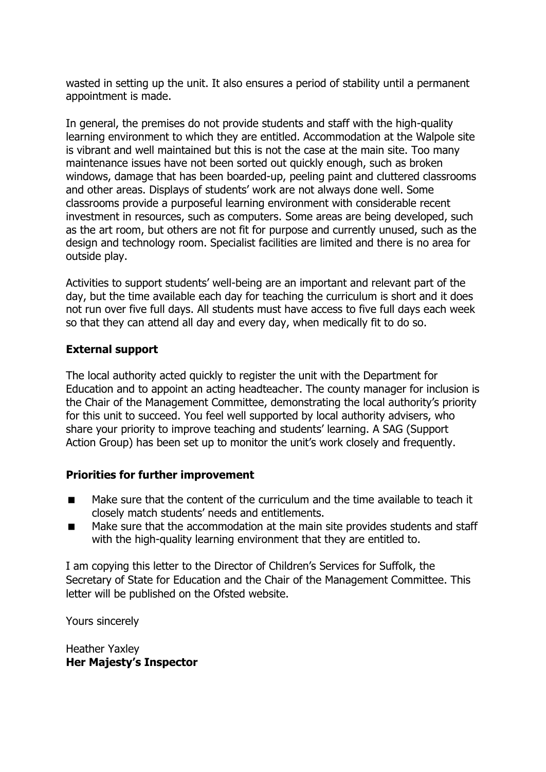wasted in setting up the unit. It also ensures a period of stability until a permanent appointment is made.

In general, the premises do not provide students and staff with the high-quality learning environment to which they are entitled. Accommodation at the Walpole site is vibrant and well maintained but this is not the case at the main site. Too many maintenance issues have not been sorted out quickly enough, such as broken windows, damage that has been boarded-up, peeling paint and cluttered classrooms and other areas. Displays of students' work are not always done well. Some classrooms provide a purposeful learning environment with considerable recent investment in resources, such as computers. Some areas are being developed, such as the art room, but others are not fit for purpose and currently unused, such as the design and technology room. Specialist facilities are limited and there is no area for outside play.

Activities to support students' well-being are an important and relevant part of the day, but the time available each day for teaching the curriculum is short and it does not run over five full days. All students must have access to five full days each week so that they can attend all day and every day, when medically fit to do so.

## External support

The local authority acted quickly to register the unit with the Department for Education and to appoint an acting headteacher. The county manager for inclusion is the Chair of the Management Committee, demonstrating the local authority's priority for this unit to succeed. You feel well supported by local authority advisers, who share your priority to improve teaching and students' learning. A SAG (Support Action Group) has been set up to monitor the unit's work closely and frequently.

## Priorities for further improvement

- Make sure that the content of the curriculum and the time available to teach it closely match students' needs and entitlements.
- Make sure that the accommodation at the main site provides students and staff with the high-quality learning environment that they are entitled to.

I am copying this letter to the Director of Children's Services for Suffolk, the Secretary of State for Education and the Chair of the Management Committee. This letter will be published on the Ofsted website.

Yours sincerely

Heather Yaxley
**Her Majesty's Inspector**